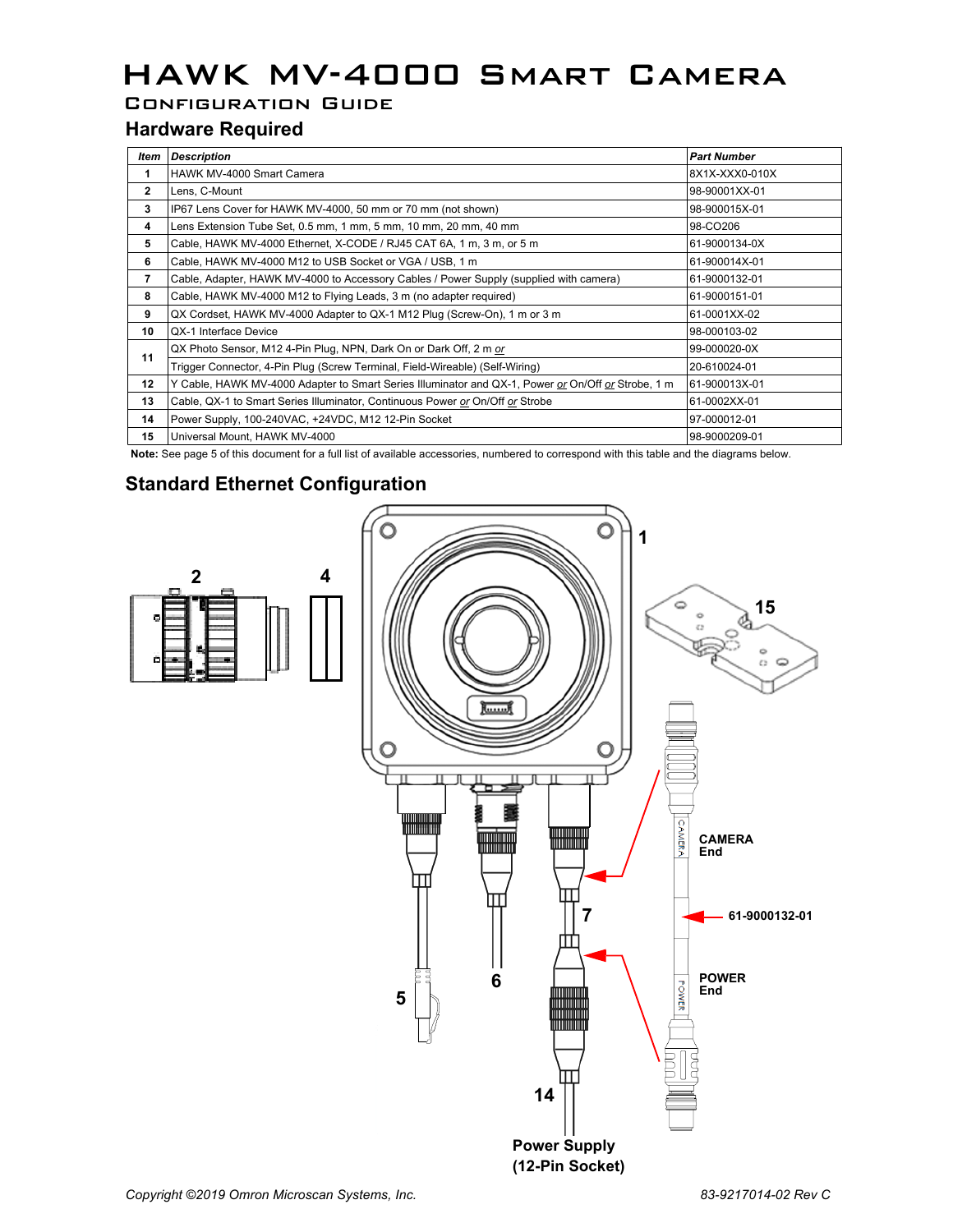# HAWK MV-4000 Smart Camera

## Configuration Guide

### Hardware Required

| *Item* | *Description* | *Part Number* |
|---|---|---|
| 1 | HAWK MV-4000 Smart Camera | 8X1X-XXX0-010X |
| 2 | Lens, C-Mount | 98-90001XX-01 |
| 3 | IP67 Lens Cover for HAWK MV-4000, 50 mm or 70 mm (not shown) | 98-900015X-01 |
| 4 | Lens Extension Tube Set, 0.5 mm, 1 mm, 5 mm, 10 mm, 20 mm, 40 mm | 98-CO206 |
| 5 | Cable, HAWK MV-4000 Ethernet, X-CODE / RJ45 CAT 6A, 1 m, 3 m, or 5 m | 61-9000134-0X |
| 6 | Cable, HAWK MV-4000 M12 to USB Socket or VGA / USB, 1 m | 61-900014X-01 |
| 7 | Cable, Adapter, HAWK MV-4000 to Accessory Cables / Power Supply (supplied with camera) | 61-9000132-01 |
| 8 | Cable, HAWK MV-4000 M12 to Flying Leads, 3 m (no adapter required) | 61-9000151-01 |
| 9 | QX Cordset, HAWK MV-4000 Adapter to QX-1 M12 Plug (Screw-On), 1 m or 3 m | 61-0001XX-02 |
| 10 | QX-1 Interface Device | 98-000103-02 |
| 11 | QX Photo Sensor, M12 4-Pin Plug, NPN, Dark On or Dark Off, 2 m _or_ | 99-000020-0X |
| | Trigger Connector, 4-Pin Plug (Screw Terminal, Field-Wireable) (Self-Wiring) | 20-610024-01 |
| 12 | Y Cable, HAWK MV-4000 Adapter to Smart Series Illuminator and QX-1, Power _or_ On/Off _or_ Strobe, 1 m | 61-900013X-01 |
| 13 | Cable, QX-1 to Smart Series Illuminator, Continuous Power _or_ On/Off _or_ Strobe | 61-0002XX-01 |
| 14 | Power Supply, 100-240VAC, +24VDC, M12 12-Pin Socket | 97-000012-01 |
| 15 | Universal Mount, HAWK MV-4000 | 98-9000209-01 |

**Note:** See page 5 of this document for a full list of available accessories, numbered to correspond with this table and the diagrams below.

### Standard Ethernet Configuration

1

2

4

15

CAMERA End

61-9000132-01

POWER End

7

6

5

14

Power Supply (12-Pin Socket)

*Copyright ©2019 Omron Microscan Systems, Inc.* *83-9217014-02 Rev C*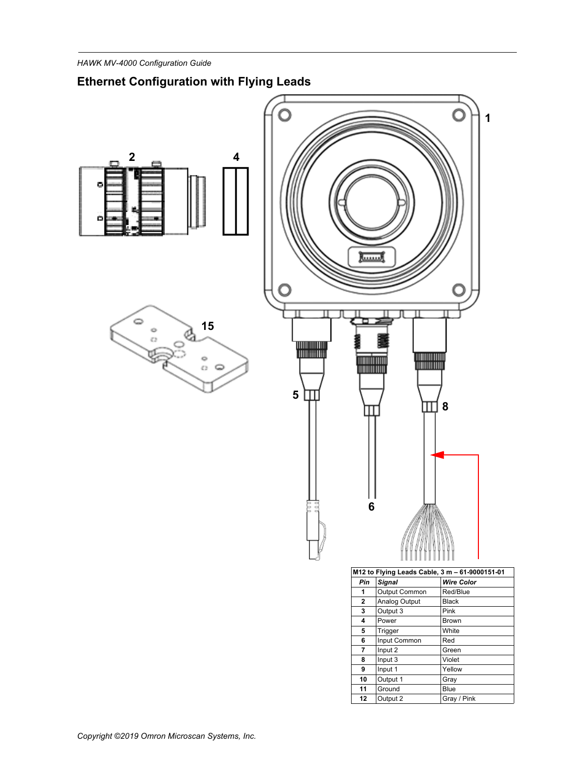## Ethernet Configuration with Flying Leads

| M12 to Flying Leads Cable, 3 m – 61-9000151-01 | | |
|---|---|---|
| **Pin** | **Signal** | **Wire Color** |
| 1 | Output Common | Red/Blue |
| 2 | Analog Output | Black |
| 3 | Output 3 | Pink |
| 4 | Power | Brown |
| 5 | Trigger | White |
| 6 | Input Common | Red |
| 7 | Input 2 | Green |
| 8 | Input 3 | Violet |
| 9 | Input 1 | Yellow |
| 10 | Output 1 | Gray |
| 11 | Ground | Blue |
| 12 | Output 2 | Gray / Pink |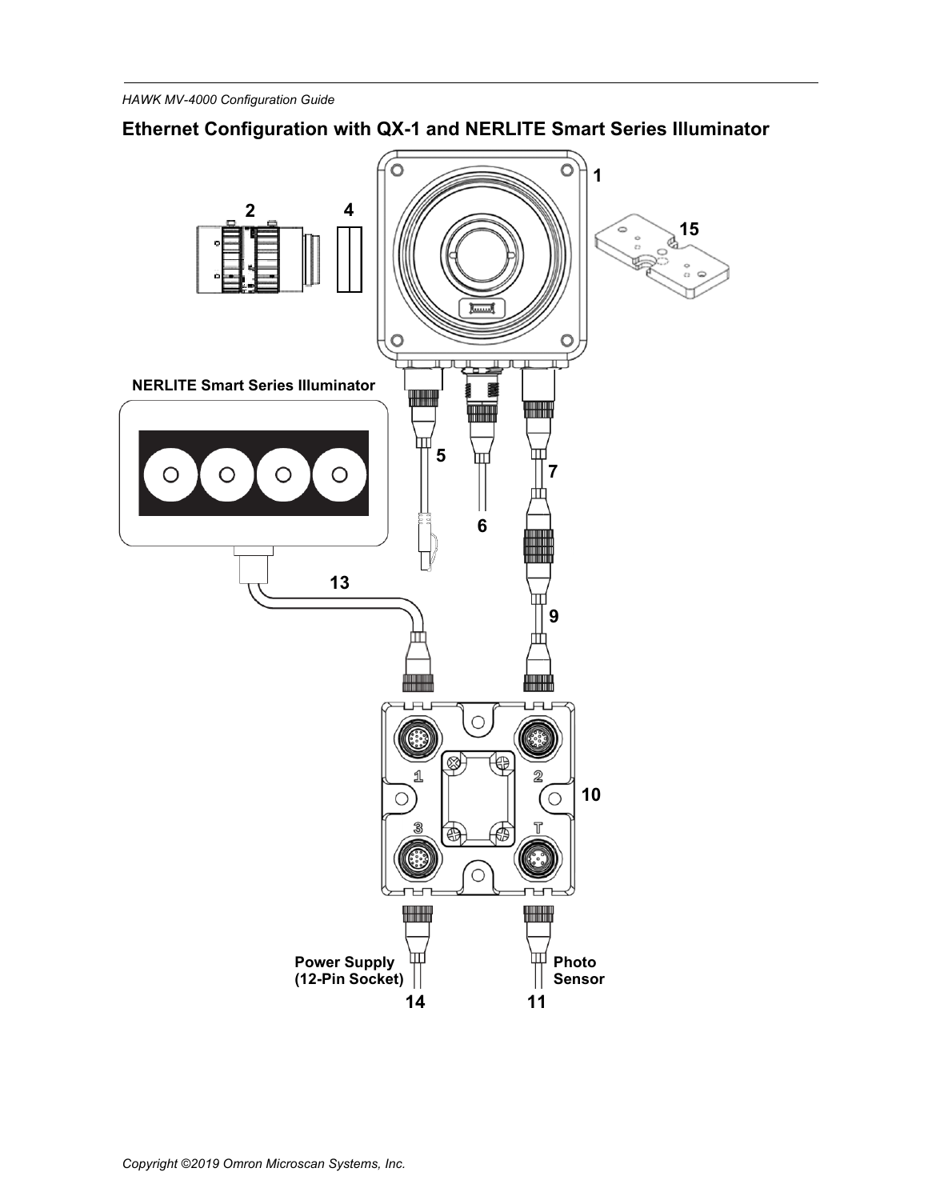## Ethernet Configuration with QX-1 and NERLITE Smart Series Illuminator

NERLITE Smart Series Illuminator

1 2 4 15 5 6 7 13 9 10

Power Supply (12-Pin Socket)

14

Photo Sensor

11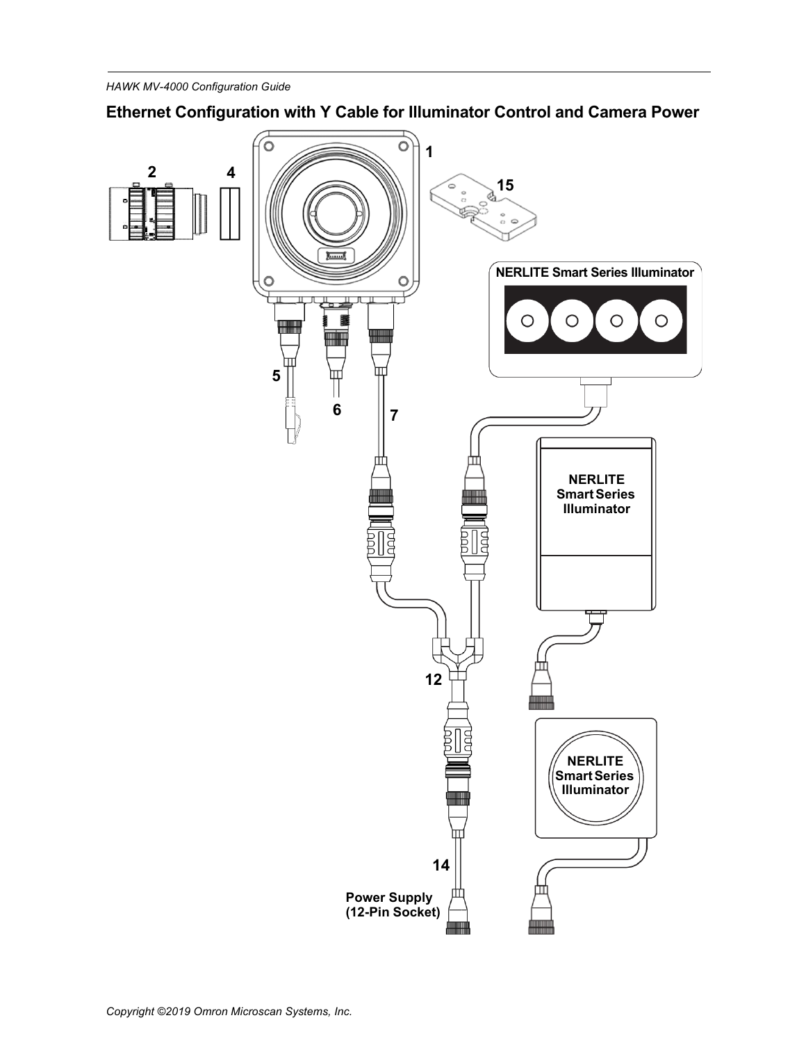## Ethernet Configuration with Y Cable for Illuminator Control and Camera Power

1

2

4

15

NERLITE Smart Series Illuminator

5

6

7

NERLITE Smart Series Illuminator

12

NERLITE Smart Series Illuminator

14

Power Supply (12-Pin Socket)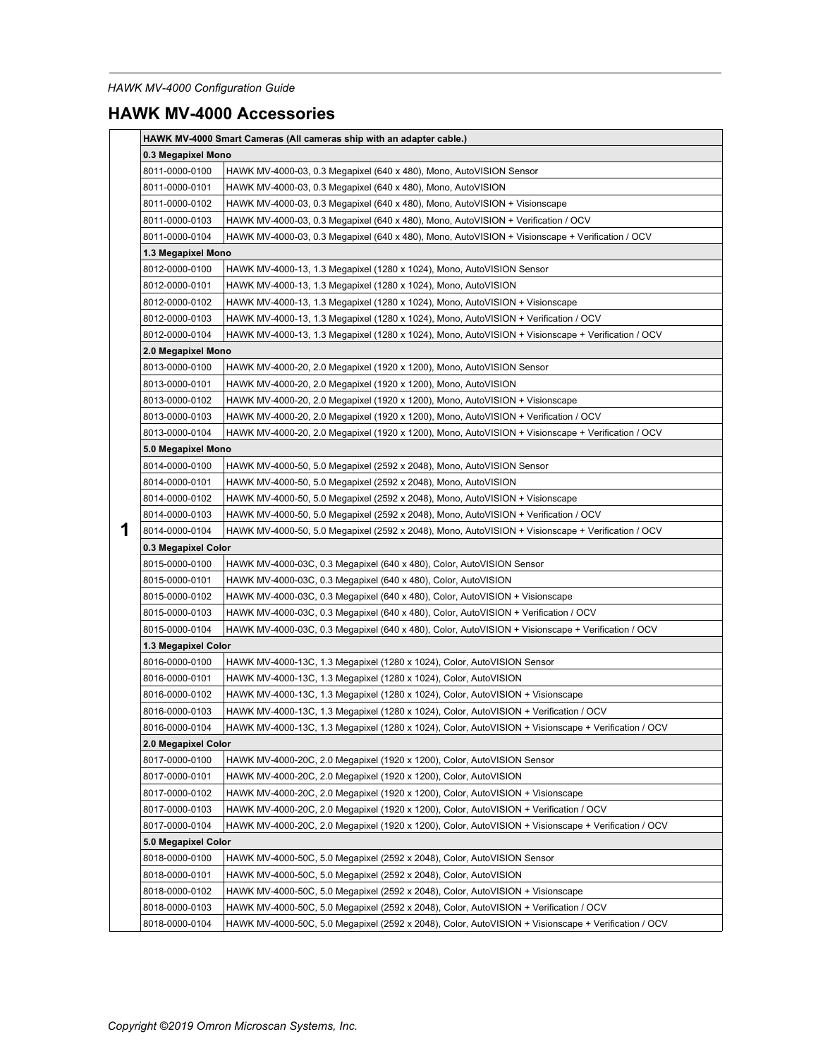## HAWK MV-4000 Accessories

| | HAWK MV-4000 Smart Cameras (All cameras ship with an adapter cable.) | |
|---|---|---|
| | **0.3 Megapixel Mono** | |
| | 8011-0000-0100 | HAWK MV-4000-03, 0.3 Megapixel (640 x 480), Mono, AutoVISION Sensor |
| | 8011-0000-0101 | HAWK MV-4000-03, 0.3 Megapixel (640 x 480), Mono, AutoVISION |
| | 8011-0000-0102 | HAWK MV-4000-03, 0.3 Megapixel (640 x 480), Mono, AutoVISION + Visionscape |
| | 8011-0000-0103 | HAWK MV-4000-03, 0.3 Megapixel (640 x 480), Mono, AutoVISION + Verification / OCV |
| | 8011-0000-0104 | HAWK MV-4000-03, 0.3 Megapixel (640 x 480), Mono, AutoVISION + Visionscape + Verification / OCV |
| | **1.3 Megapixel Mono** | |
| | 8012-0000-0100 | HAWK MV-4000-13, 1.3 Megapixel (1280 x 1024), Mono, AutoVISION Sensor |
| | 8012-0000-0101 | HAWK MV-4000-13, 1.3 Megapixel (1280 x 1024), Mono, AutoVISION |
| | 8012-0000-0102 | HAWK MV-4000-13, 1.3 Megapixel (1280 x 1024), Mono, AutoVISION + Visionscape |
| | 8012-0000-0103 | HAWK MV-4000-13, 1.3 Megapixel (1280 x 1024), Mono, AutoVISION + Verification / OCV |
| | 8012-0000-0104 | HAWK MV-4000-13, 1.3 Megapixel (1280 x 1024), Mono, AutoVISION + Visionscape + Verification / OCV |
| | **2.0 Megapixel Mono** | |
| | 8013-0000-0100 | HAWK MV-4000-20, 2.0 Megapixel (1920 x 1200), Mono, AutoVISION Sensor |
| | 8013-0000-0101 | HAWK MV-4000-20, 2.0 Megapixel (1920 x 1200), Mono, AutoVISION |
| | 8013-0000-0102 | HAWK MV-4000-20, 2.0 Megapixel (1920 x 1200), Mono, AutoVISION + Visionscape |
| | 8013-0000-0103 | HAWK MV-4000-20, 2.0 Megapixel (1920 x 1200), Mono, AutoVISION + Verification / OCV |
| | 8013-0000-0104 | HAWK MV-4000-20, 2.0 Megapixel (1920 x 1200), Mono, AutoVISION + Visionscape + Verification / OCV |
| | **5.0 Megapixel Mono** | |
| | 8014-0000-0100 | HAWK MV-4000-50, 5.0 Megapixel (2592 x 2048), Mono, AutoVISION Sensor |
| | 8014-0000-0101 | HAWK MV-4000-50, 5.0 Megapixel (2592 x 2048), Mono, AutoVISION |
| | 8014-0000-0102 | HAWK MV-4000-50, 5.0 Megapixel (2592 x 2048), Mono, AutoVISION + Visionscape |
| | 8014-0000-0103 | HAWK MV-4000-50, 5.0 Megapixel (2592 x 2048), Mono, AutoVISION + Verification / OCV |
| **1** | 8014-0000-0104 | HAWK MV-4000-50, 5.0 Megapixel (2592 x 2048), Mono, AutoVISION + Visionscape + Verification / OCV |
| | **0.3 Megapixel Color** | |
| | 8015-0000-0100 | HAWK MV-4000-03C, 0.3 Megapixel (640 x 480), Color, AutoVISION Sensor |
| | 8015-0000-0101 | HAWK MV-4000-03C, 0.3 Megapixel (640 x 480), Color, AutoVISION |
| | 8015-0000-0102 | HAWK MV-4000-03C, 0.3 Megapixel (640 x 480), Color, AutoVISION + Visionscape |
| | 8015-0000-0103 | HAWK MV-4000-03C, 0.3 Megapixel (640 x 480), Color, AutoVISION + Verification / OCV |
| | 8015-0000-0104 | HAWK MV-4000-03C, 0.3 Megapixel (640 x 480), Color, AutoVISION + Visionscape + Verification / OCV |
| | **1.3 Megapixel Color** | |
| | 8016-0000-0100 | HAWK MV-4000-13C, 1.3 Megapixel (1280 x 1024), Color, AutoVISION Sensor |
| | 8016-0000-0101 | HAWK MV-4000-13C, 1.3 Megapixel (1280 x 1024), Color, AutoVISION |
| | 8016-0000-0102 | HAWK MV-4000-13C, 1.3 Megapixel (1280 x 1024), Color, AutoVISION + Visionscape |
| | 8016-0000-0103 | HAWK MV-4000-13C, 1.3 Megapixel (1280 x 1024), Color, AutoVISION + Verification / OCV |
| | 8016-0000-0104 | HAWK MV-4000-13C, 1.3 Megapixel (1280 x 1024), Color, AutoVISION + Visionscape + Verification / OCV |
| | **2.0 Megapixel Color** | |
| | 8017-0000-0100 | HAWK MV-4000-20C, 2.0 Megapixel (1920 x 1200), Color, AutoVISION Sensor |
| | 8017-0000-0101 | HAWK MV-4000-20C, 2.0 Megapixel (1920 x 1200), Color, AutoVISION |
| | 8017-0000-0102 | HAWK MV-4000-20C, 2.0 Megapixel (1920 x 1200), Color, AutoVISION + Visionscape |
| | 8017-0000-0103 | HAWK MV-4000-20C, 2.0 Megapixel (1920 x 1200), Color, AutoVISION + Verification / OCV |
| | 8017-0000-0104 | HAWK MV-4000-20C, 2.0 Megapixel (1920 x 1200), Color, AutoVISION + Visionscape + Verification / OCV |
| | **5.0 Megapixel Color** | |
| | 8018-0000-0100 | HAWK MV-4000-50C, 5.0 Megapixel (2592 x 2048), Color, AutoVISION Sensor |
| | 8018-0000-0101 | HAWK MV-4000-50C, 5.0 Megapixel (2592 x 2048), Color, AutoVISION |
| | 8018-0000-0102 | HAWK MV-4000-50C, 5.0 Megapixel (2592 x 2048), Color, AutoVISION + Visionscape |
| | 8018-0000-0103 | HAWK MV-4000-50C, 5.0 Megapixel (2592 x 2048), Color, AutoVISION + Verification / OCV |
| | 8018-0000-0104 | HAWK MV-4000-50C, 5.0 Megapixel (2592 x 2048), Color, AutoVISION + Visionscape + Verification / OCV |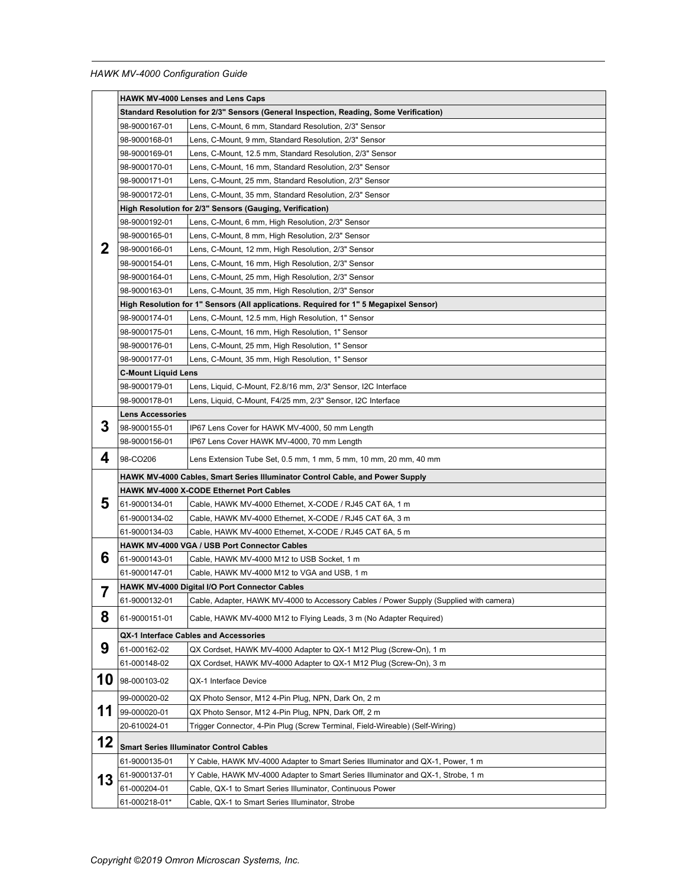| | | |
|---|---|---|
| **2** | **HAWK MV-4000 Lenses and Lens Caps** | |
| | **Standard Resolution for 2/3" Sensors (General Inspection, Reading, Some Verification)** | |
| | 98-9000167-01 | Lens, C-Mount, 6 mm, Standard Resolution, 2/3" Sensor |
| | 98-9000168-01 | Lens, C-Mount, 9 mm, Standard Resolution, 2/3" Sensor |
| | 98-9000169-01 | Lens, C-Mount, 12.5 mm, Standard Resolution, 2/3" Sensor |
| | 98-9000170-01 | Lens, C-Mount, 16 mm, Standard Resolution, 2/3" Sensor |
| | 98-9000171-01 | Lens, C-Mount, 25 mm, Standard Resolution, 2/3" Sensor |
| | 98-9000172-01 | Lens, C-Mount, 35 mm, Standard Resolution, 2/3" Sensor |
| | **High Resolution for 2/3" Sensors (Gauging, Verification)** | |
| | 98-9000192-01 | Lens, C-Mount, 6 mm, High Resolution, 2/3" Sensor |
| | 98-9000165-01 | Lens, C-Mount, 8 mm, High Resolution, 2/3" Sensor |
| | 98-9000166-01 | Lens, C-Mount, 12 mm, High Resolution, 2/3" Sensor |
| | 98-9000154-01 | Lens, C-Mount, 16 mm, High Resolution, 2/3" Sensor |
| | 98-9000164-01 | Lens, C-Mount, 25 mm, High Resolution, 2/3" Sensor |
| | 98-9000163-01 | Lens, C-Mount, 35 mm, High Resolution, 2/3" Sensor |
| | **High Resolution for 1" Sensors (All applications. Required for 1" 5 Megapixel Sensor)** | |
| | 98-9000174-01 | Lens, C-Mount, 12.5 mm, High Resolution, 1" Sensor |
| | 98-9000175-01 | Lens, C-Mount, 16 mm, High Resolution, 1" Sensor |
| | 98-9000176-01 | Lens, C-Mount, 25 mm, High Resolution, 1" Sensor |
| | 98-9000177-01 | Lens, C-Mount, 35 mm, High Resolution, 1" Sensor |
| | **C-Mount Liquid Lens** | |
| | 98-9000179-01 | Lens, Liquid, C-Mount, F2.8/16 mm, 2/3" Sensor, I2C Interface |
| | 98-9000178-01 | Lens, Liquid, C-Mount, F4/25 mm, 2/3" Sensor, I2C Interface |
| **3** | **Lens Accessories** | |
| | 98-9000155-01 | IP67 Lens Cover for HAWK MV-4000, 50 mm Length |
| | 98-9000156-01 | IP67 Lens Cover HAWK MV-4000, 70 mm Length |
| **4** | 98-CO206 | Lens Extension Tube Set, 0.5 mm, 1 mm, 5 mm, 10 mm, 20 mm, 40 mm |
| **5** | **HAWK MV-4000 Cables, Smart Series Illuminator Control Cable, and Power Supply** | |
| | **HAWK MV-4000 X-CODE Ethernet Port Cables** | |
| | 61-9000134-01 | Cable, HAWK MV-4000 Ethernet, X-CODE / RJ45 CAT 6A, 1 m |
| | 61-9000134-02 | Cable, HAWK MV-4000 Ethernet, X-CODE / RJ45 CAT 6A, 3 m |
| | 61-9000134-03 | Cable, HAWK MV-4000 Ethernet, X-CODE / RJ45 CAT 6A, 5 m |
| **6** | **HAWK MV-4000 VGA / USB Port Connector Cables** | |
| | 61-9000143-01 | Cable, HAWK MV-4000 M12 to USB Socket, 1 m |
| | 61-9000147-01 | Cable, HAWK MV-4000 M12 to VGA and USB, 1 m |
| **7** | **HAWK MV-4000 Digital I/O Port Connector Cables** | |
| | 61-9000132-01 | Cable, Adapter, HAWK MV-4000 to Accessory Cables / Power Supply (Supplied with camera) |
| **8** | 61-9000151-01 | Cable, HAWK MV-4000 M12 to Flying Leads, 3 m (No Adapter Required) |
| **9** | **QX-1 Interface Cables and Accessories** | |
| | 61-000162-02 | QX Cordset, HAWK MV-4000 Adapter to QX-1 M12 Plug (Screw-On), 1 m |
| | 61-000148-02 | QX Cordset, HAWK MV-4000 Adapter to QX-1 M12 Plug (Screw-On), 3 m |
| **10** | 98-000103-02 | QX-1 Interface Device |
| **11** | 99-000020-02 | QX Photo Sensor, M12 4-Pin Plug, NPN, Dark On, 2 m |
| | 99-000020-01 | QX Photo Sensor, M12 4-Pin Plug, NPN, Dark Off, 2 m |
| | 20-610024-01 | Trigger Connector, 4-Pin Plug (Screw Terminal, Field-Wireable) (Self-Wiring) |
| **12** | **Smart Series Illuminator Control Cables** | |
| **13** | 61-9000135-01 | Y Cable, HAWK MV-4000 Adapter to Smart Series Illuminator and QX-1, Power, 1 m |
| | 61-9000137-01 | Y Cable, HAWK MV-4000 Adapter to Smart Series Illuminator and QX-1, Strobe, 1 m |
| | 61-000204-01 | Cable, QX-1 to Smart Series Illuminator, Continuous Power |
| | 61-000218-01* | Cable, QX-1 to Smart Series Illuminator, Strobe |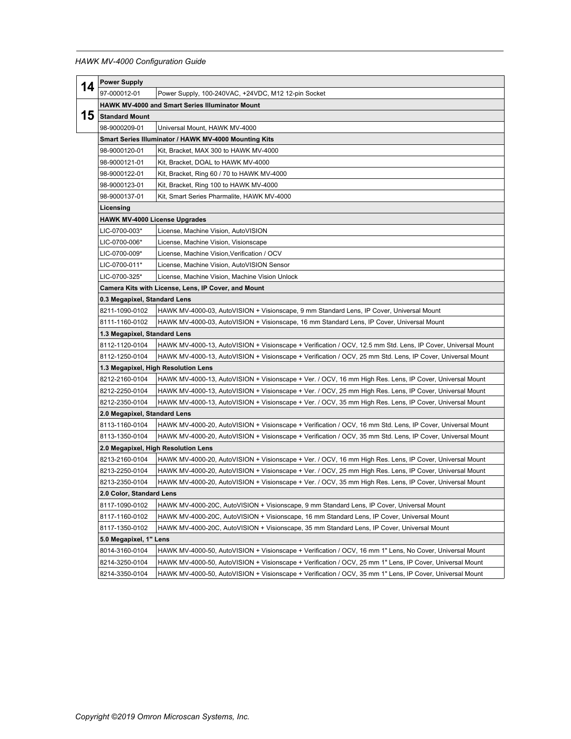| | | |
|---|---|---|
| **14** | **Power Supply** | |
| | 97-000012-01 | Power Supply, 100-240VAC, +24VDC, M12 12-pin Socket |
| **15** | **HAWK MV-4000 and Smart Series Illuminator Mount** | |
| | **Standard Mount** | |
| | 98-9000209-01 | Universal Mount, HAWK MV-4000 |
| | **Smart Series Illuminator / HAWK MV-4000 Mounting Kits** | |
| | 98-9000120-01 | Kit, Bracket, MAX 300 to HAWK MV-4000 |
| | 98-9000121-01 | Kit, Bracket, DOAL to HAWK MV-4000 |
| | 98-9000122-01 | Kit, Bracket, Ring 60 / 70 to HAWK MV-4000 |
| | 98-9000123-01 | Kit, Bracket, Ring 100 to HAWK MV-4000 |
| | 98-9000137-01 | Kit, Smart Series Pharmalite, HAWK MV-4000 |
| | **Licensing** | |
| | **HAWK MV-4000 License Upgrades** | |
| | LIC-0700-003* | License, Machine Vision, AutoVISION |
| | LIC-0700-006* | License, Machine Vision, Visionscape |
| | LIC-0700-009* | License, Machine Vision,Verification / OCV |
| | LIC-0700-011* | License, Machine Vision, AutoVISION Sensor |
| | LIC-0700-325* | License, Machine Vision, Machine Vision Unlock |
| | **Camera Kits with License, Lens, IP Cover, and Mount** | |
| | **0.3 Megapixel, Standard Lens** | |
| | 8211-1090-0102 | HAWK MV-4000-03, AutoVISION + Visionscape, 9 mm Standard Lens, IP Cover, Universal Mount |
| | 8111-1160-0102 | HAWK MV-4000-03, AutoVISION + Visionscape, 16 mm Standard Lens, IP Cover, Universal Mount |
| | **1.3 Megapixel, Standard Lens** | |
| | 8112-1120-0104 | HAWK MV-4000-13, AutoVISION + Visionscape + Verification / OCV, 12.5 mm Std. Lens, IP Cover, Universal Mount |
| | 8112-1250-0104 | HAWK MV-4000-13, AutoVISION + Visionscape + Verification / OCV, 25 mm Std. Lens, IP Cover, Universal Mount |
| | **1.3 Megapixel, High Resolution Lens** | |
| | 8212-2160-0104 | HAWK MV-4000-13, AutoVISION + Visionscape + Ver. / OCV, 16 mm High Res. Lens, IP Cover, Universal Mount |
| | 8212-2250-0104 | HAWK MV-4000-13, AutoVISION + Visionscape + Ver. / OCV, 25 mm High Res. Lens, IP Cover, Universal Mount |
| | 8212-2350-0104 | HAWK MV-4000-13, AutoVISION + Visionscape + Ver. / OCV, 35 mm High Res. Lens, IP Cover, Universal Mount |
| | **2.0 Megapixel, Standard Lens** | |
| | 8113-1160-0104 | HAWK MV-4000-20, AutoVISION + Visionscape + Verification / OCV, 16 mm Std. Lens, IP Cover, Universal Mount |
| | 8113-1350-0104 | HAWK MV-4000-20, AutoVISION + Visionscape + Verification / OCV, 35 mm Std. Lens, IP Cover, Universal Mount |
| | **2.0 Megapixel, High Resolution Lens** | |
| | 8213-2160-0104 | HAWK MV-4000-20, AutoVISION + Visionscape + Ver. / OCV, 16 mm High Res. Lens, IP Cover, Universal Mount |
| | 8213-2250-0104 | HAWK MV-4000-20, AutoVISION + Visionscape + Ver. / OCV, 25 mm High Res. Lens, IP Cover, Universal Mount |
| | 8213-2350-0104 | HAWK MV-4000-20, AutoVISION + Visionscape + Ver. / OCV, 35 mm High Res. Lens, IP Cover, Universal Mount |
| | **2.0 Color, Standard Lens** | |
| | 8117-1090-0102 | HAWK MV-4000-20C, AutoVISION + Visionscape, 9 mm Standard Lens, IP Cover, Universal Mount |
| | 8117-1160-0102 | HAWK MV-4000-20C, AutoVISION + Visionscape, 16 mm Standard Lens, IP Cover, Universal Mount |
| | 8117-1350-0102 | HAWK MV-4000-20C, AutoVISION + Visionscape, 35 mm Standard Lens, IP Cover, Universal Mount |
| | **5.0 Megapixel, 1" Lens** | |
| | 8014-3160-0104 | HAWK MV-4000-50, AutoVISION + Visionscape + Verification / OCV, 16 mm 1" Lens, No Cover, Universal Mount |
| | 8214-3250-0104 | HAWK MV-4000-50, AutoVISION + Visionscape + Verification / OCV, 25 mm 1" Lens, IP Cover, Universal Mount |
| | 8214-3350-0104 | HAWK MV-4000-50, AutoVISION + Visionscape + Verification / OCV, 35 mm 1" Lens, IP Cover, Universal Mount |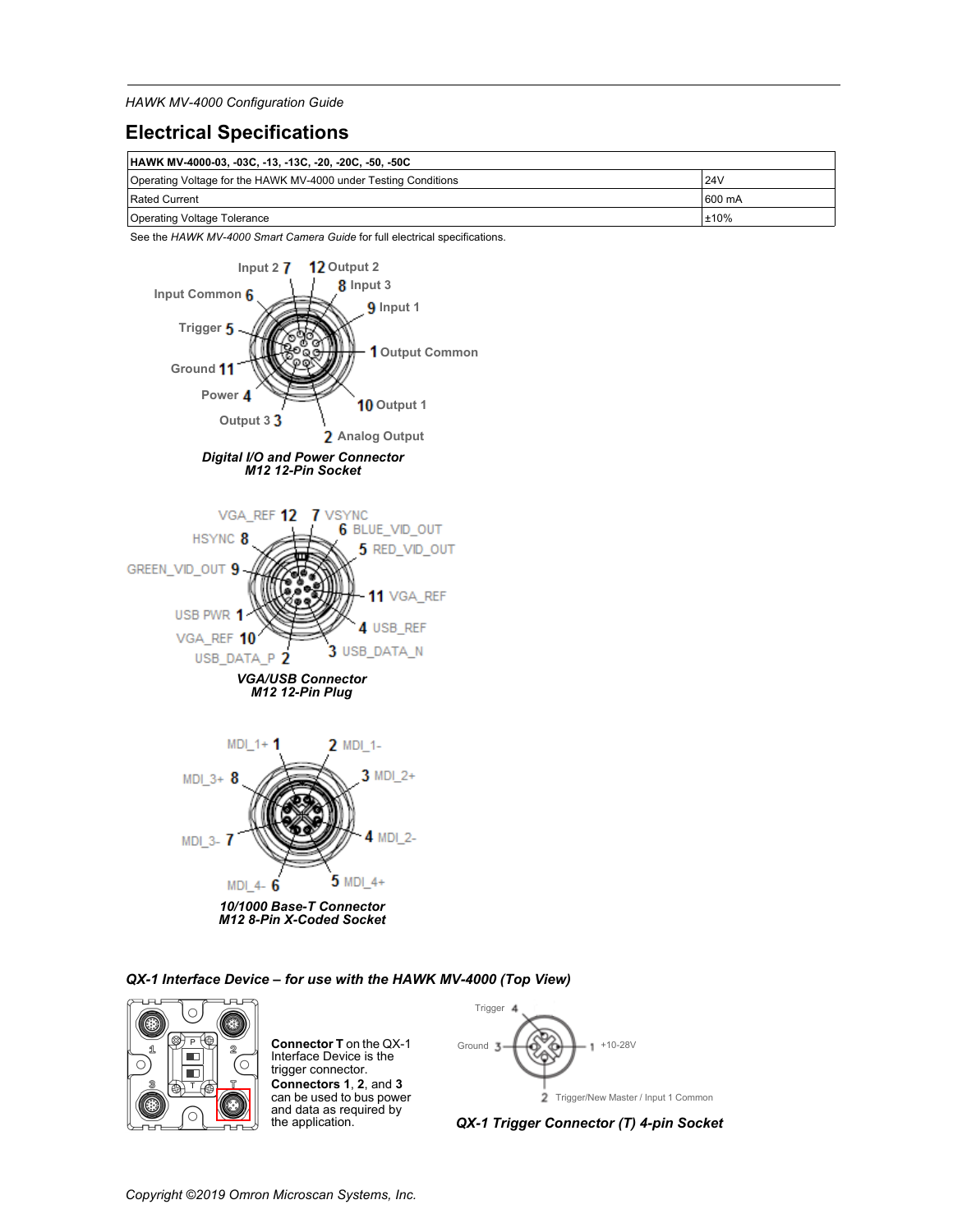## Electrical Specifications

| HAWK MV-4000-03, -03C, -13, -13C, -20, -20C, -50, -50C | |
|---|---|
| Operating Voltage for the HAWK MV-4000 under Testing Conditions | 24V |
| Rated Current | 600 mA |
| Operating Voltage Tolerance | ±10% |

See the *HAWK MV-4000 Smart Camera Guide* for full electrical specifications.

Input 2 7, 12 Output 2, 8 Input 3, Input Common 6, 9 Input 1, Trigger 5, 1 Output Common, Ground 11, Power 4, 10 Output 1, Output 3 3, 2 Analog Output

***Digital I/O and Power Connector***
***M12 12-Pin Socket***

VGA_REF 12, 7 VSYNC, 6 BLUE_VID_OUT, HSYNC 8, 5 RED_VID_OUT, GREEN_VID_OUT 9, 11 VGA_REF, USB PWR 1, 4 USB_REF, VGA_REF 10, 3 USB_DATA_N, USB_DATA_P 2

***VGA/USB Connector***
***M12 12-Pin Plug***

MDI_1+ 1, 2 MDI_1-, MDI_3+ 8, 3 MDI_2+, MDI_3- 7, 4 MDI_2-, MDI_4- 6, 5 MDI_4+

***10/1000 Base-T Connector***
***M12 8-Pin X-Coded Socket***

***QX-1 Interface Device – for use with the HAWK MV-4000 (Top View)***

**Connector T** on the QX-1 Interface Device is the trigger connector. **Connectors 1**, **2**, and **3** can be used to bus power and data as required by the application.

Trigger 4, Ground 3, 1 +10-28V, 2 Trigger/New Master / Input 1 Common

***QX-1 Trigger Connector (T) 4-pin Socket***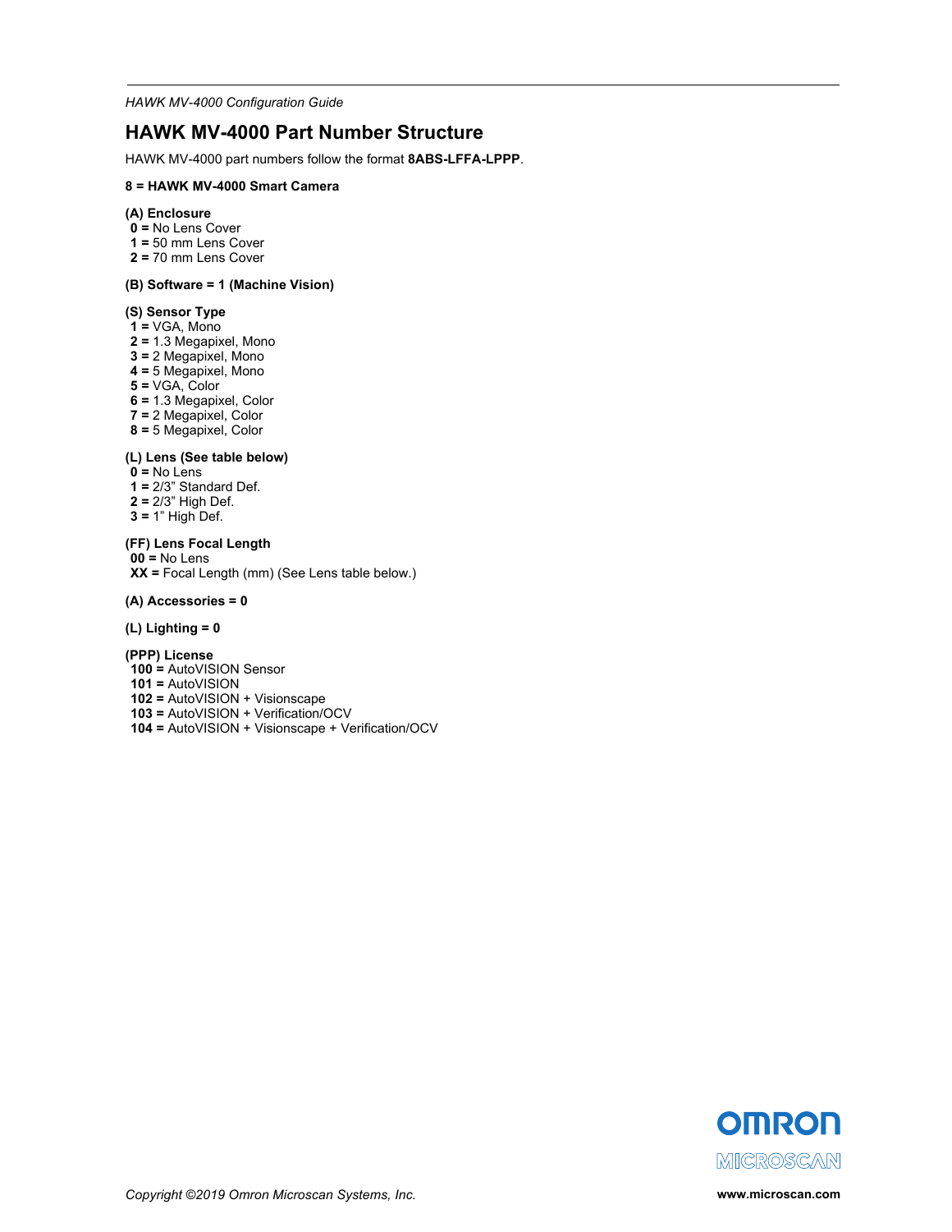## HAWK MV-4000 Part Number Structure

HAWK MV-4000 part numbers follow the format **8ABS-LFFA-LPPP**.

**8 = HAWK MV-4000 Smart Camera**

**(A) Enclosure**
- **0 =** No Lens Cover
- **1 =** 50 mm Lens Cover
- **2 =** 70 mm Lens Cover

**(B) Software = 1 (Machine Vision)**

**(S) Sensor Type**
- **1 =** VGA, Mono
- **2 =** 1.3 Megapixel, Mono
- **3 =** 2 Megapixel, Mono
- **4 =** 5 Megapixel, Mono
- **5 =** VGA, Color
- **6 =** 1.3 Megapixel, Color
- **7 =** 2 Megapixel, Color
- **8 =** 5 Megapixel, Color

**(L) Lens (See table below)**
- **0 =** No Lens
- **1 =** 2/3" Standard Def.
- **2 =** 2/3" High Def.
- **3 =** 1" High Def.

**(FF) Lens Focal Length**
- **00 =** No Lens
- **XX =** Focal Length (mm) (See Lens table below.)

**(A) Accessories = 0**

**(L) Lighting = 0**

**(PPP) License**
- **100 =** AutoVISION Sensor
- **101 =** AutoVISION
- **102 =** AutoVISION + Visionscape
- **103 =** AutoVISION + Verification/OCV
- **104 =** AutoVISION + Visionscape + Verification/OCV